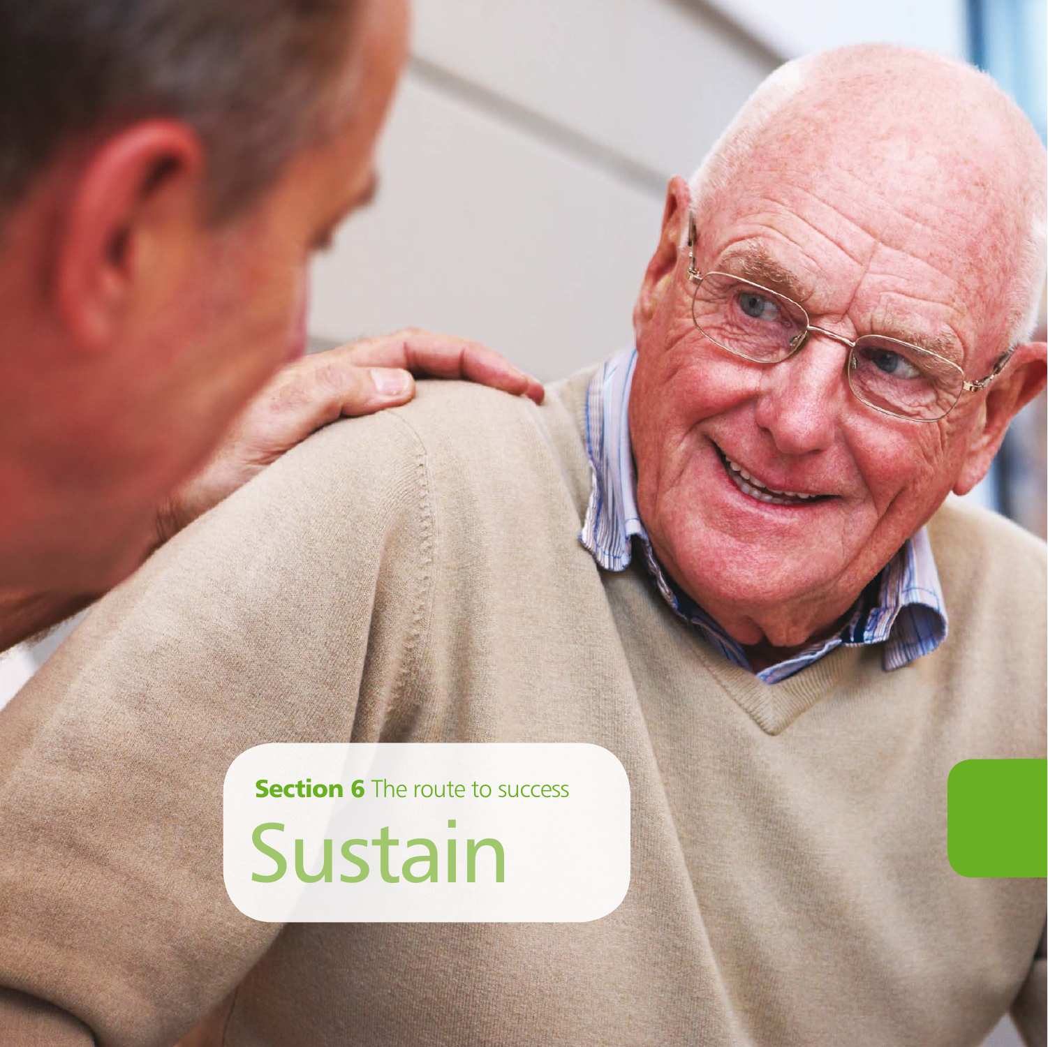**Section 6** The route to success

# Sustain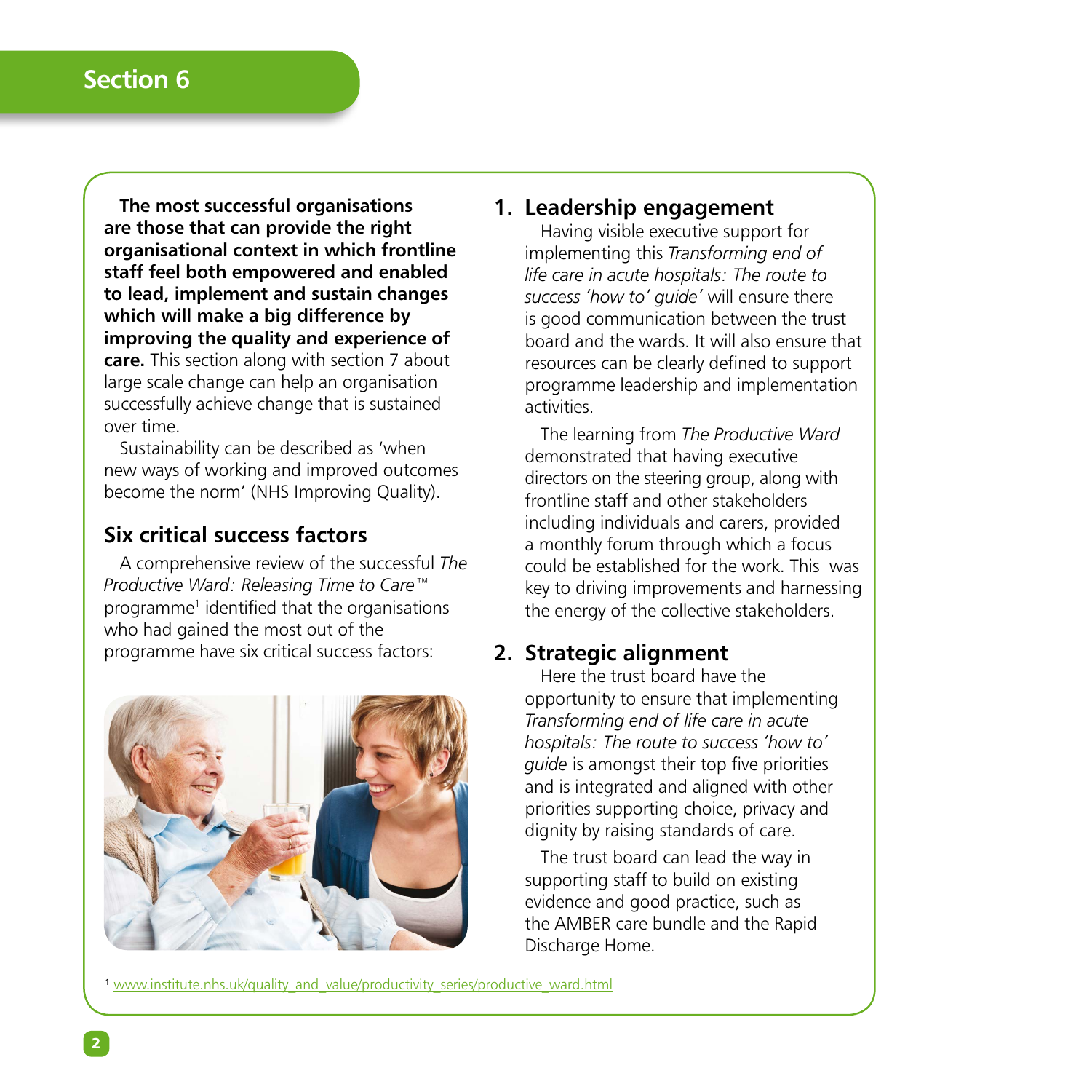## Section 6

**The most successful organisations are those that can provide the right organisational context in which frontline staff feel both empowered and enabled to lead, implement and sustain changes which will make a big difference by improving the quality and experience of care.** This section along with section 7 about large scale change can help an organisation successfully achieve change that is sustained over time.

Sustainability can be described as 'when new ways of working and improved outcomes become the norm' (NHS Improving Quality).

### Six critical success factors

A comprehensive review of the successful *The Productive Ward: Releasing Time to Care™* programme[1] identified that the organisations who had gained the most out of the programme have six critical success factors:

### 1. Leadership engagement

Having visible executive support for implementing this *Transforming end of life care in acute hospitals: The route to success 'how to' guide'* will ensure there is good communication between the trust board and the wards. It will also ensure that resources can be clearly defined to support programme leadership and implementation activities.

The learning from *The Productive Ward* demonstrated that having executive directors on the steering group, along with frontline staff and other stakeholders including individuals and carers, provided a monthly forum through which a focus could be established for the work. This was key to driving improvements and harnessing the energy of the collective stakeholders.

### 2. Strategic alignment

Here the trust board have the opportunity to ensure that implementing *Transforming end of life care in acute hospitals: The route to success 'how to' guide* is amongst their top five priorities and is integrated and aligned with other priorities supporting choice, privacy and dignity by raising standards of care.

The trust board can lead the way in supporting staff to build on existing evidence and good practice, such as the AMBER care bundle and the Rapid Discharge Home.

[1] www.institute.nhs.uk/quality_and_value/productivity_series/productive_ward.html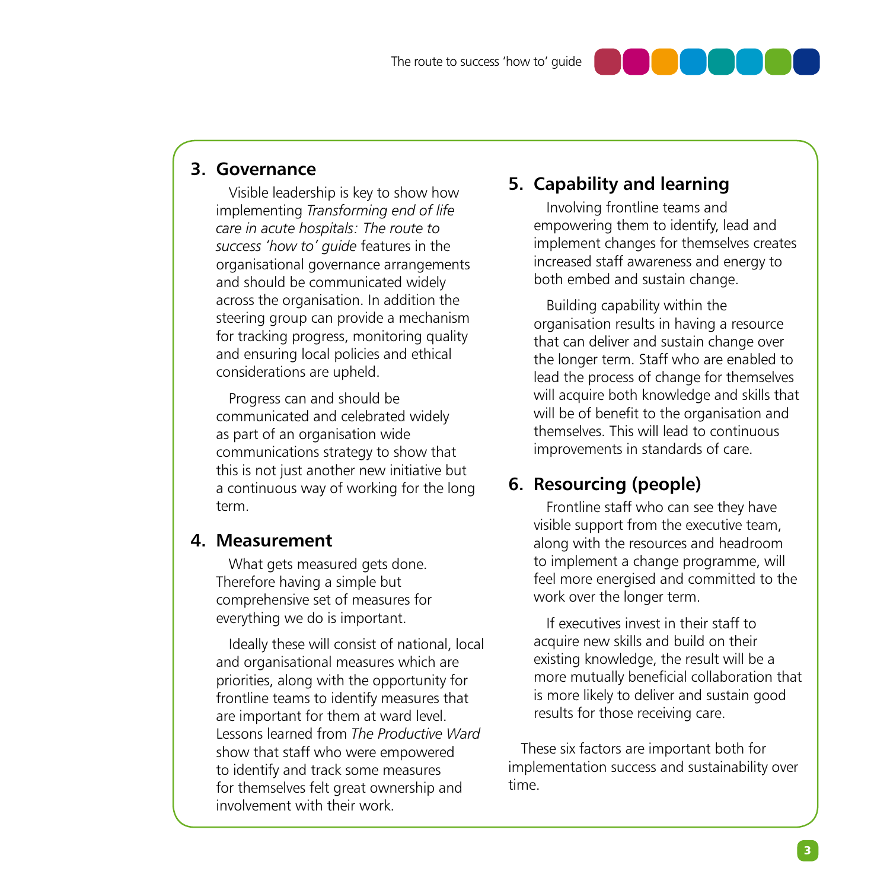## 3. Governance

Visible leadership is key to show how implementing *Transforming end of life care in acute hospitals: The route to success 'how to' guide* features in the organisational governance arrangements and should be communicated widely across the organisation. In addition the steering group can provide a mechanism for tracking progress, monitoring quality and ensuring local policies and ethical considerations are upheld.

Progress can and should be communicated and celebrated widely as part of an organisation wide communications strategy to show that this is not just another new initiative but a continuous way of working for the long term.

## 4. Measurement

What gets measured gets done. Therefore having a simple but comprehensive set of measures for everything we do is important.

Ideally these will consist of national, local and organisational measures which are priorities, along with the opportunity for frontline teams to identify measures that are important for them at ward level. Lessons learned from *The Productive Ward* show that staff who were empowered to identify and track some measures for themselves felt great ownership and involvement with their work.

## 5. Capability and learning

Involving frontline teams and empowering them to identify, lead and implement changes for themselves creates increased staff awareness and energy to both embed and sustain change.

Building capability within the organisation results in having a resource that can deliver and sustain change over the longer term. Staff who are enabled to lead the process of change for themselves will acquire both knowledge and skills that will be of benefit to the organisation and themselves. This will lead to continuous improvements in standards of care.

## 6. Resourcing (people)

Frontline staff who can see they have visible support from the executive team, along with the resources and headroom to implement a change programme, will feel more energised and committed to the work over the longer term.

If executives invest in their staff to acquire new skills and build on their existing knowledge, the result will be a more mutually beneficial collaboration that is more likely to deliver and sustain good results for those receiving care.

These six factors are important both for implementation success and sustainability over time.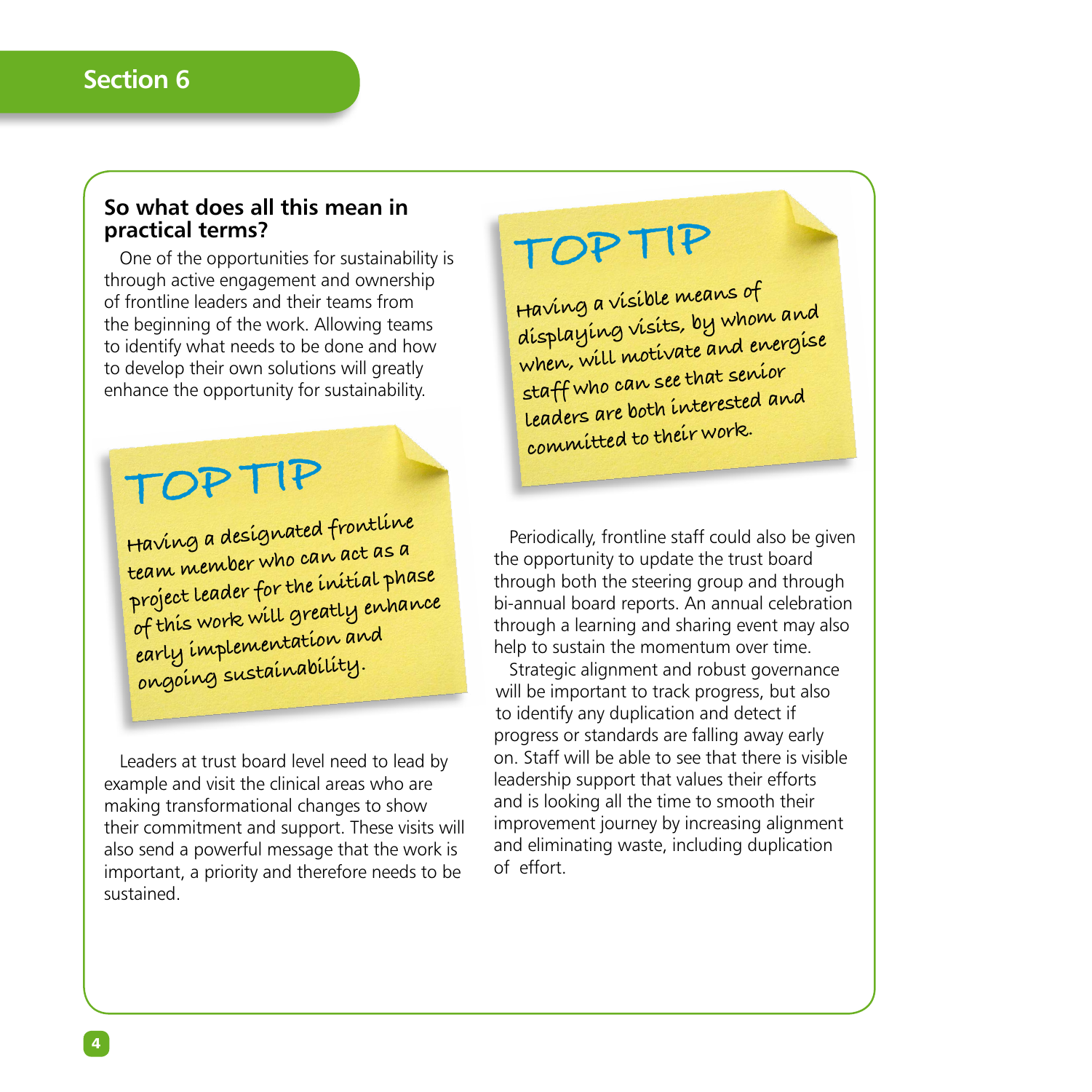## Section 6

### So what does all this mean in practical terms?

One of the opportunities for sustainability is through active engagement and ownership of frontline leaders and their teams from the beginning of the work. Allowing teams to identify what needs to be done and how to develop their own solutions will greatly enhance the opportunity for sustainability.

> **TOP TIP**
>
> Having a designated frontline team member who can act as a project leader for the initial phase of this work will greatly enhance early implementation and ongoing sustainability.

Leaders at trust board level need to lead by example and visit the clinical areas who are making transformational changes to show their commitment and support. These visits will also send a powerful message that the work is important, a priority and therefore needs to be sustained.

> **TOP TIP**
>
> Having a visible means of displaying visits, by whom and when, will motivate and energise staff who can see that senior leaders are both interested and committed to their work.

Periodically, frontline staff could also be given the opportunity to update the trust board through both the steering group and through bi-annual board reports. An annual celebration through a learning and sharing event may also help to sustain the momentum over time.

Strategic alignment and robust governance will be important to track progress, but also to identify any duplication and detect if progress or standards are falling away early on. Staff will be able to see that there is visible leadership support that values their efforts and is looking all the time to smooth their improvement journey by increasing alignment and eliminating waste, including duplication of effort.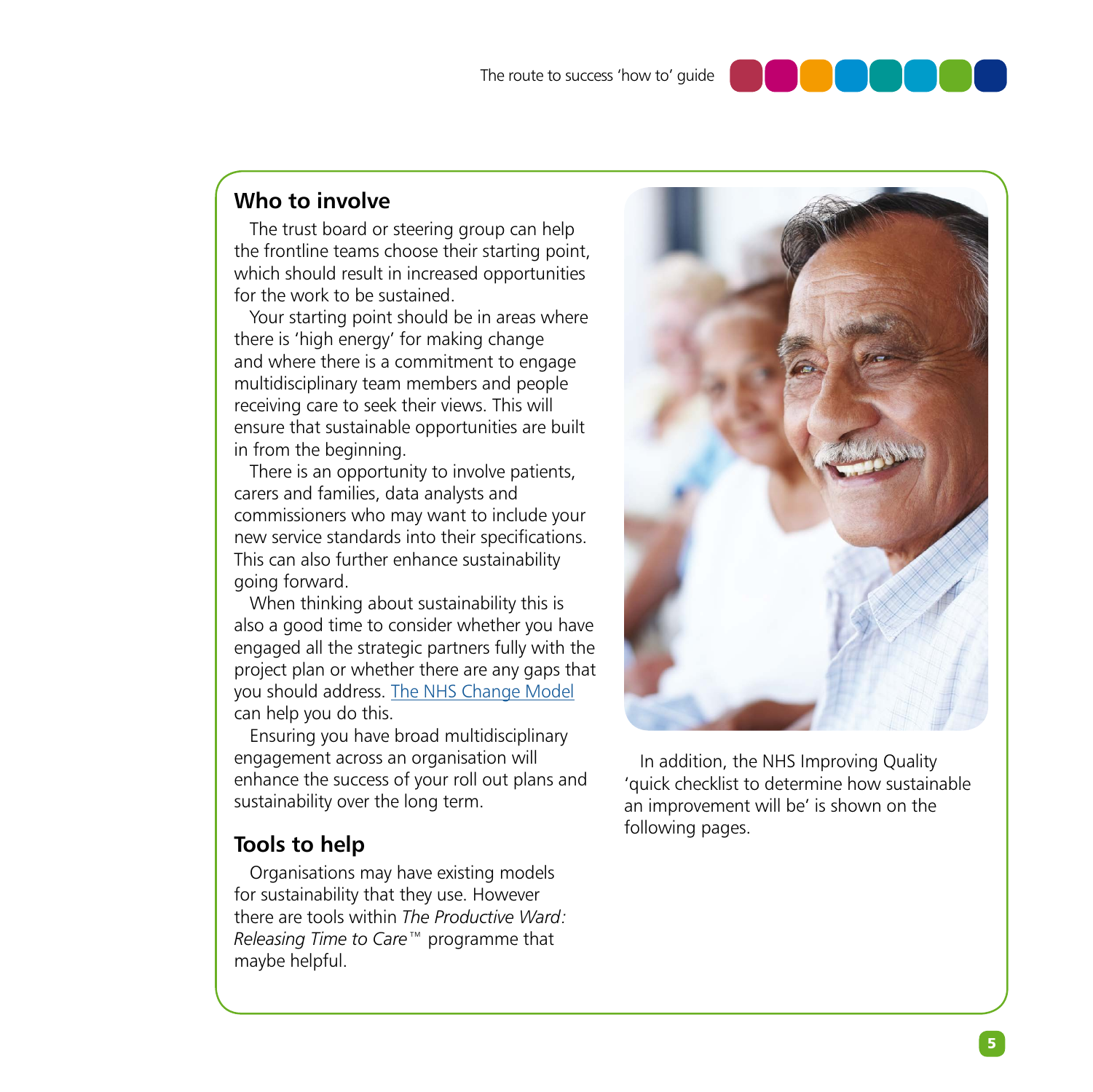## Who to involve

The trust board or steering group can help the frontline teams choose their starting point, which should result in increased opportunities for the work to be sustained.

Your starting point should be in areas where there is 'high energy' for making change and where there is a commitment to engage multidisciplinary team members and people receiving care to seek their views. This will ensure that sustainable opportunities are built in from the beginning.

There is an opportunity to involve patients, carers and families, data analysts and commissioners who may want to include your new service standards into their specifications. This can also further enhance sustainability going forward.

When thinking about sustainability this is also a good time to consider whether you have engaged all the strategic partners fully with the project plan or whether there are any gaps that you should address. The NHS Change Model can help you do this.

Ensuring you have broad multidisciplinary engagement across an organisation will enhance the success of your roll out plans and sustainability over the long term.

## Tools to help

Organisations may have existing models for sustainability that they use. However there are tools within *The Productive Ward: Releasing Time to Care*™ programme that maybe helpful.

In addition, the NHS Improving Quality 'quick checklist to determine how sustainable an improvement will be' is shown on the following pages.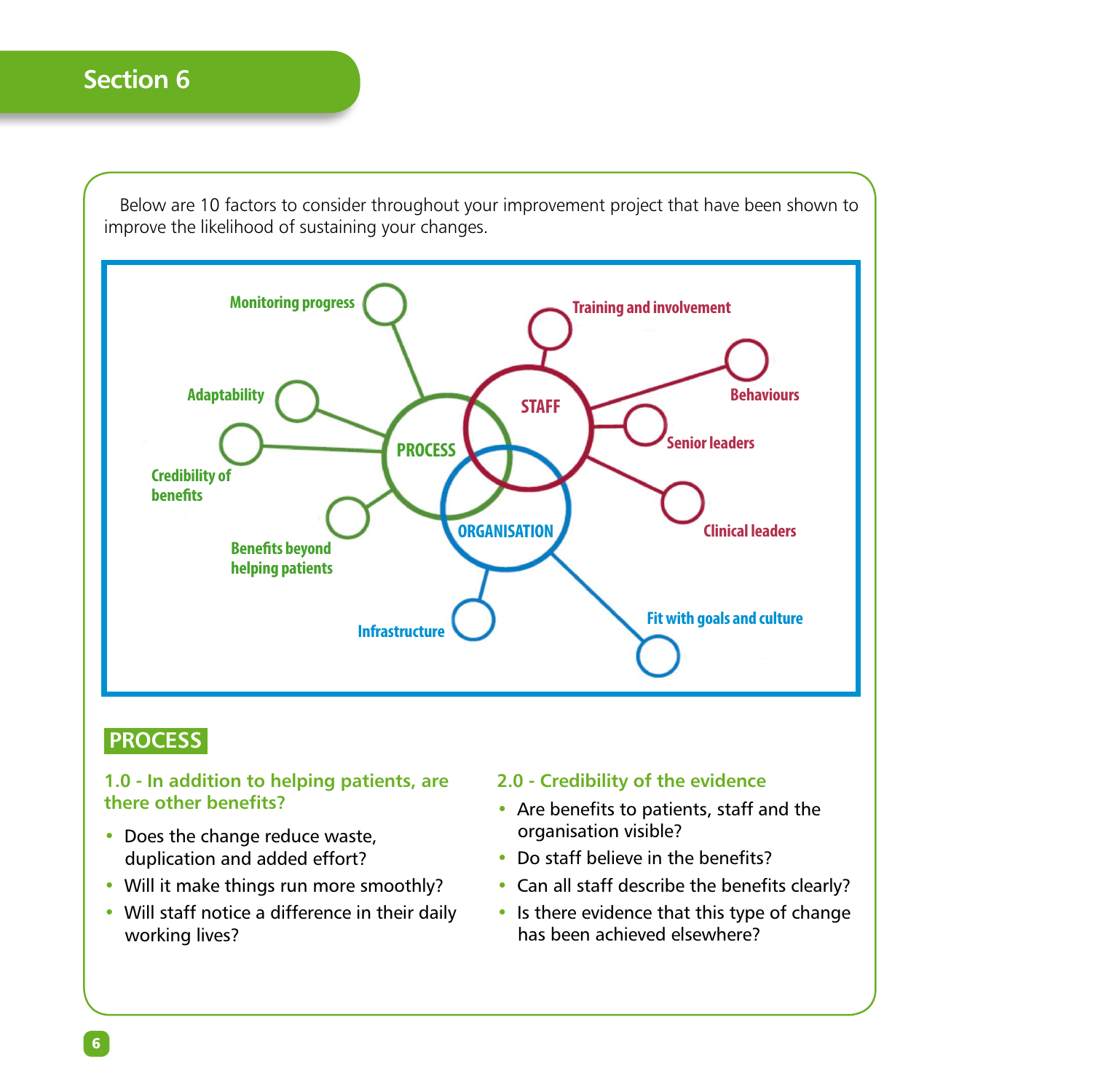# Section 6

Below are 10 factors to consider throughout your improvement project that have been shown to improve the likelihood of sustaining your changes.

Monitoring progress

Adaptability

Credibility of benefits

Benefits beyond helping patients

PROCESS

STAFF

ORGANISATION

Training and involvement

Behaviours

Senior leaders

Clinical leaders

Infrastructure

Fit with goals and culture

## PROCESS

### 1.0 - In addition to helping patients, are there other benefits?

- Does the change reduce waste, duplication and added effort?
- Will it make things run more smoothly?
- Will staff notice a difference in their daily working lives?

### 2.0 - Credibility of the evidence

- Are benefits to patients, staff and the organisation visible?
- Do staff believe in the benefits?
- Can all staff describe the benefits clearly?
- Is there evidence that this type of change has been achieved elsewhere?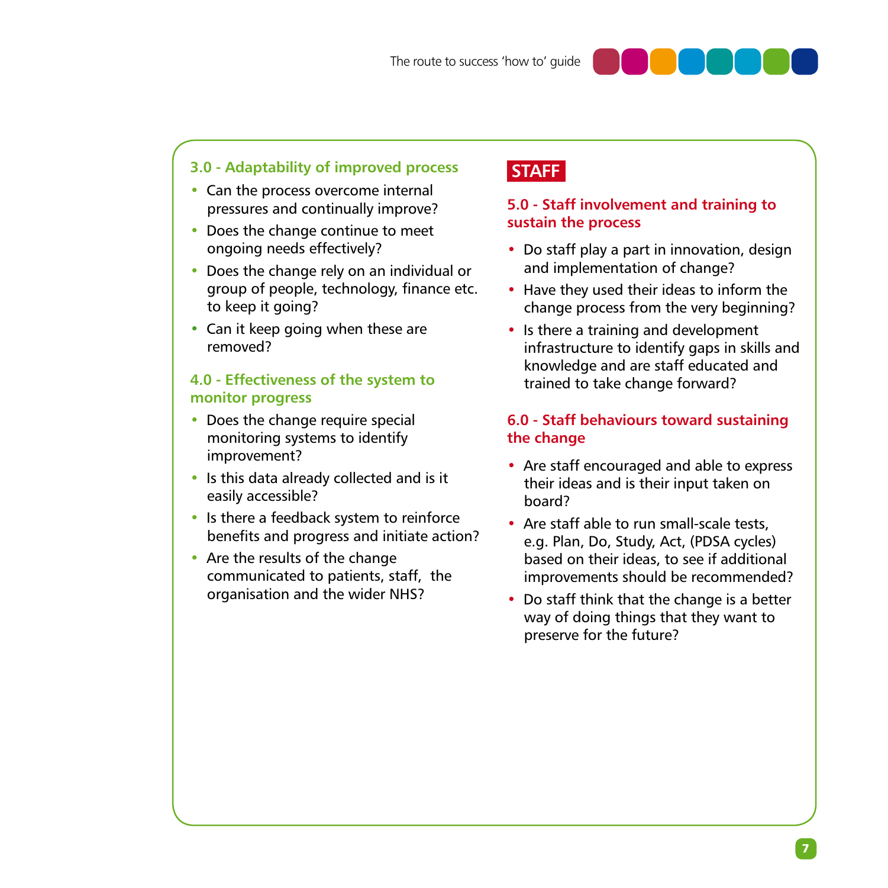### 3.0 - Adaptability of improved process

- Can the process overcome internal pressures and continually improve?
- Does the change continue to meet ongoing needs effectively?
- Does the change rely on an individual or group of people, technology, finance etc. to keep it going?
- Can it keep going when these are removed?

### 4.0 - Effectiveness of the system to monitor progress

- Does the change require special monitoring systems to identify improvement?
- Is this data already collected and is it easily accessible?
- Is there a feedback system to reinforce benefits and progress and initiate action?
- Are the results of the change communicated to patients, staff, the organisation and the wider NHS?

## STAFF

### 5.0 - Staff involvement and training to sustain the process

- Do staff play a part in innovation, design and implementation of change?
- Have they used their ideas to inform the change process from the very beginning?
- Is there a training and development infrastructure to identify gaps in skills and knowledge and are staff educated and trained to take change forward?

### 6.0 - Staff behaviours toward sustaining the change

- Are staff encouraged and able to express their ideas and is their input taken on board?
- Are staff able to run small-scale tests, e.g. Plan, Do, Study, Act, (PDSA cycles) based on their ideas, to see if additional improvements should be recommended?
- Do staff think that the change is a better way of doing things that they want to preserve for the future?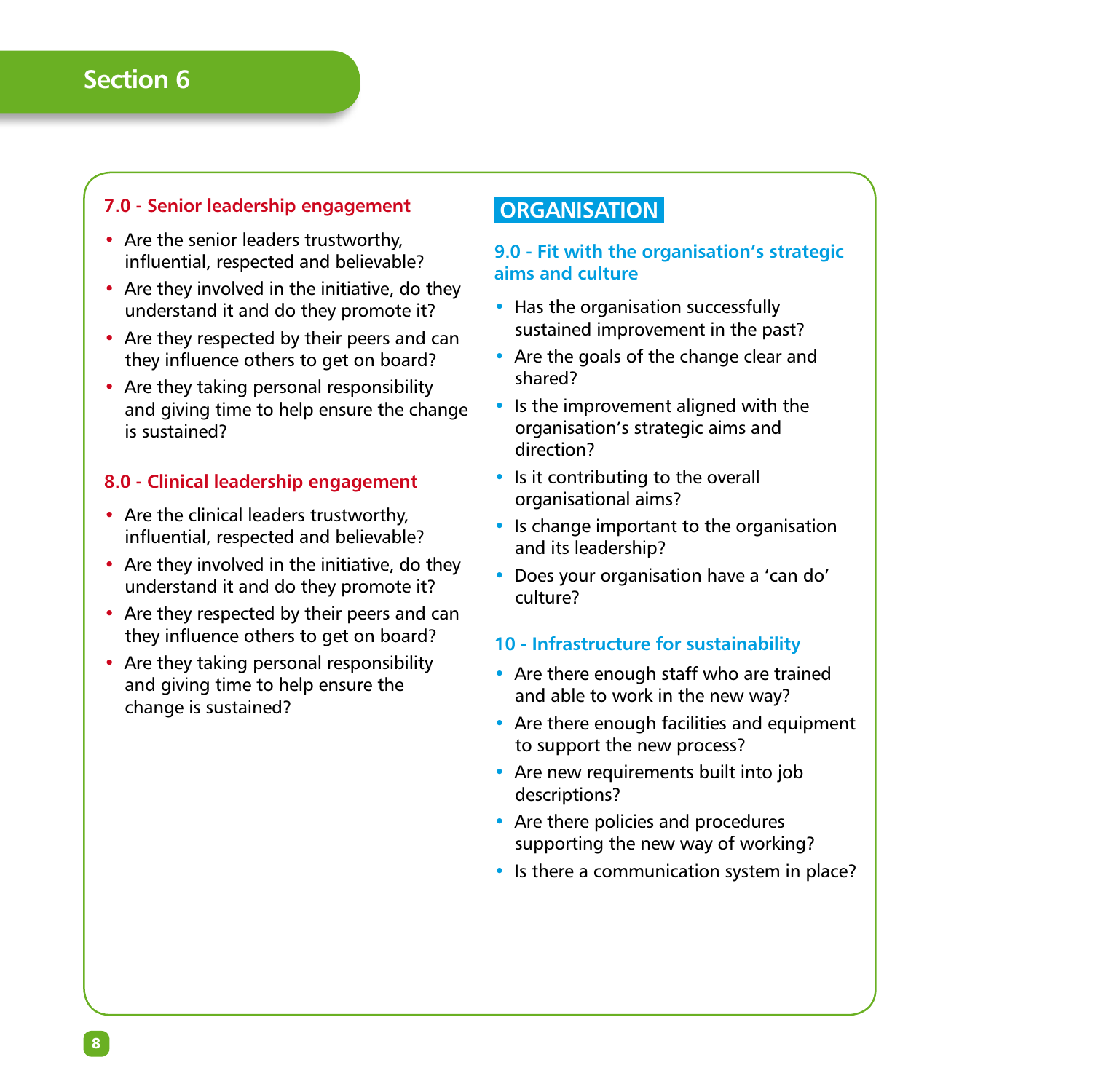## Section 6

### 7.0 - Senior leadership engagement

- Are the senior leaders trustworthy, influential, respected and believable?
- Are they involved in the initiative, do they understand it and do they promote it?
- Are they respected by their peers and can they influence others to get on board?
- Are they taking personal responsibility and giving time to help ensure the change is sustained?

### 8.0 - Clinical leadership engagement

- Are the clinical leaders trustworthy, influential, respected and believable?
- Are they involved in the initiative, do they understand it and do they promote it?
- Are they respected by their peers and can they influence others to get on board?
- Are they taking personal responsibility and giving time to help ensure the change is sustained?

## ORGANISATION

### 9.0 - Fit with the organisation's strategic aims and culture

- Has the organisation successfully sustained improvement in the past?
- Are the goals of the change clear and shared?
- Is the improvement aligned with the organisation's strategic aims and direction?
- Is it contributing to the overall organisational aims?
- Is change important to the organisation and its leadership?
- Does your organisation have a 'can do' culture?

### 10 - Infrastructure for sustainability

- Are there enough staff who are trained and able to work in the new way?
- Are there enough facilities and equipment to support the new process?
- Are new requirements built into job descriptions?
- Are there policies and procedures supporting the new way of working?
- Is there a communication system in place?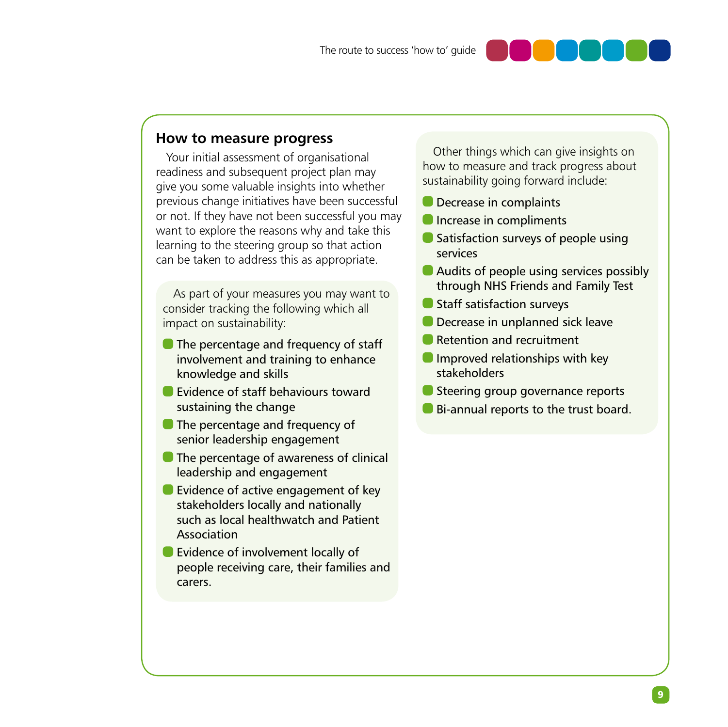## How to measure progress

Your initial assessment of organisational readiness and subsequent project plan may give you some valuable insights into whether previous change initiatives have been successful or not. If they have not been successful you may want to explore the reasons why and take this learning to the steering group so that action can be taken to address this as appropriate.

As part of your measures you may want to consider tracking the following which all impact on sustainability:

- The percentage and frequency of staff involvement and training to enhance knowledge and skills
- Evidence of staff behaviours toward sustaining the change
- The percentage and frequency of senior leadership engagement
- The percentage of awareness of clinical leadership and engagement
- Evidence of active engagement of key stakeholders locally and nationally such as local healthwatch and Patient Association
- Evidence of involvement locally of people receiving care, their families and carers.

Other things which can give insights on how to measure and track progress about sustainability going forward include:

- Decrease in complaints
- Increase in compliments
- Satisfaction surveys of people using services
- Audits of people using services possibly through NHS Friends and Family Test
- Staff satisfaction surveys
- Decrease in unplanned sick leave
- Retention and recruitment
- Improved relationships with key stakeholders
- Steering group governance reports
- Bi-annual reports to the trust board.